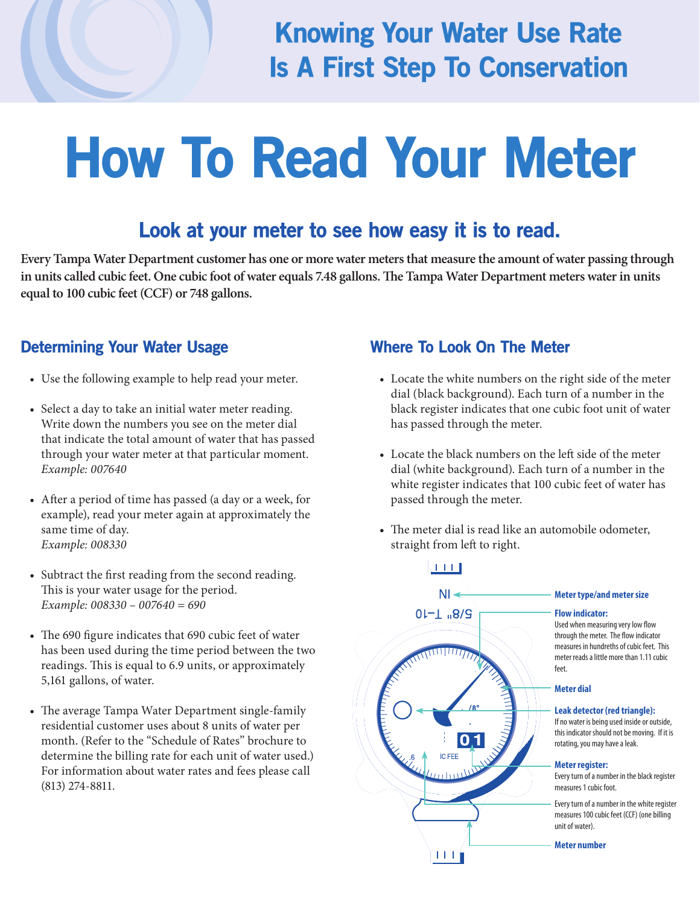## Knowing Your Water Use Rate Is A First Step To Conservation

# How To Read Your Meter

## Look at your meter to see how easy it is to read.

**Every Tampa Water Department customer has one or more water meters that measure the amount of water passing through in units called cubic feet. One cubic foot of water equals 7.48 gallons. The Tampa Water Department meters water in units equal to 100 cubic feet (CCF) or 748 gallons.**

### Determining Your Water Usage

- Use the following example to help read your meter.
- Select a day to take an initial water meter reading. Write down the numbers you see on the meter dial that indicate the total amount of water that has passed through your water meter at that particular moment.
  *Example: 007640*
- After a period of time has passed (a day or a week, for example), read your meter again at approximately the same time of day.
  *Example: 008330*
- Subtract the first reading from the second reading. This is your water usage for the period.
  *Example: 008330 – 007640 = 690*
- The 690 figure indicates that 690 cubic feet of water has been used during the time period between the two readings. This is equal to 6.9 units, or approximately 5,161 gallons, of water.
- The average Tampa Water Department single-family residential customer uses about 8 units of water per month. (Refer to the "Schedule of Rates" brochure to determine the billing rate for each unit of water used.) For information about water rates and fees please call (813) 274-8811.

### Where To Look On The Meter

- Locate the white numbers on the right side of the meter dial (black background). Each turn of a number in the black register indicates that one cubic foot unit of water has passed through the meter.
- Locate the black numbers on the left side of the meter dial (white background). Each turn of a number in the white register indicates that 100 cubic feet of water has passed through the meter.
- The meter dial is read like an automobile odometer, straight from left to right.

**Meter type/and meter size**

**Flow indicator:**
Used when measuring very low flow through the meter. The flow indicator measures in hundreths of cubic feet. This meter reads a little more than 1.11 cubic feet.

**Meter dial**

**Leak detector (red triangle):**
If no water is being used inside or outside, this indicator should not be moving. If it is rotating, you may have a leak.

**Meter register:**
Every turn of a number in the black register measures 1 cubic foot.

Every turn of a number in the white register measures 100 cubic feet (CCF) (one billing unit of water).

**Meter number**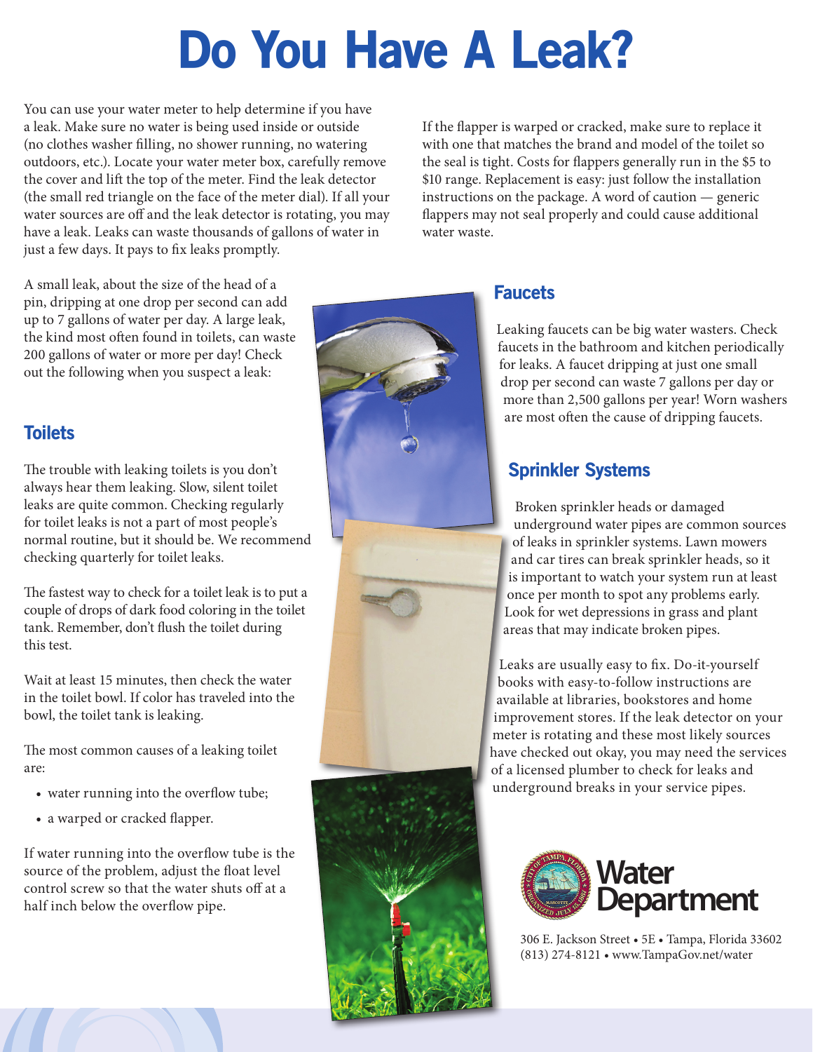# Do You Have A Leak?

You can use your water meter to help determine if you have a leak. Make sure no water is being used inside or outside (no clothes washer filling, no shower running, no watering outdoors, etc.). Locate your water meter box, carefully remove the cover and lift the top of the meter. Find the leak detector (the small red triangle on the face of the meter dial). If all your water sources are off and the leak detector is rotating, you may have a leak. Leaks can waste thousands of gallons of water in just a few days. It pays to fix leaks promptly.

A small leak, about the size of the head of a pin, dripping at one drop per second can add up to 7 gallons of water per day. A large leak, the kind most often found in toilets, can waste 200 gallons of water or more per day! Check out the following when you suspect a leak:

## Toilets

The trouble with leaking toilets is you don't always hear them leaking. Slow, silent toilet leaks are quite common. Checking regularly for toilet leaks is not a part of most people's normal routine, but it should be. We recommend checking quarterly for toilet leaks.

The fastest way to check for a toilet leak is to put a couple of drops of dark food coloring in the toilet tank. Remember, don't flush the toilet during this test.

Wait at least 15 minutes, then check the water in the toilet bowl. If color has traveled into the bowl, the toilet tank is leaking.

The most common causes of a leaking toilet are:

- water running into the overflow tube;
- a warped or cracked flapper.

If water running into the overflow tube is the source of the problem, adjust the float level control screw so that the water shuts off at a half inch below the overflow pipe.

If the flapper is warped or cracked, make sure to replace it with one that matches the brand and model of the toilet so the seal is tight. Costs for flappers generally run in the $5 to $10 range. Replacement is easy: just follow the installation instructions on the package. A word of caution — generic flappers may not seal properly and could cause additional water waste.

## Faucets

Leaking faucets can be big water wasters. Check faucets in the bathroom and kitchen periodically for leaks. A faucet dripping at just one small drop per second can waste 7 gallons per day or more than 2,500 gallons per year! Worn washers are most often the cause of dripping faucets.

## Sprinkler Systems

Broken sprinkler heads or damaged underground water pipes are common sources of leaks in sprinkler systems. Lawn mowers and car tires can break sprinkler heads, so it is important to watch your system run at least once per month to spot any problems early. Look for wet depressions in grass and plant areas that may indicate broken pipes.

Leaks are usually easy to fix. Do-it-yourself books with easy-to-follow instructions are available at libraries, bookstores and home improvement stores. If the leak detector on your meter is rotating and these most likely sources have checked out okay, you may need the services of a licensed plumber to check for leaks and underground breaks in your service pipes.

**Water Department**

306 E. Jackson Street • 5E • Tampa, Florida 33602
(813) 274-8121 • www.TampaGov.net/water